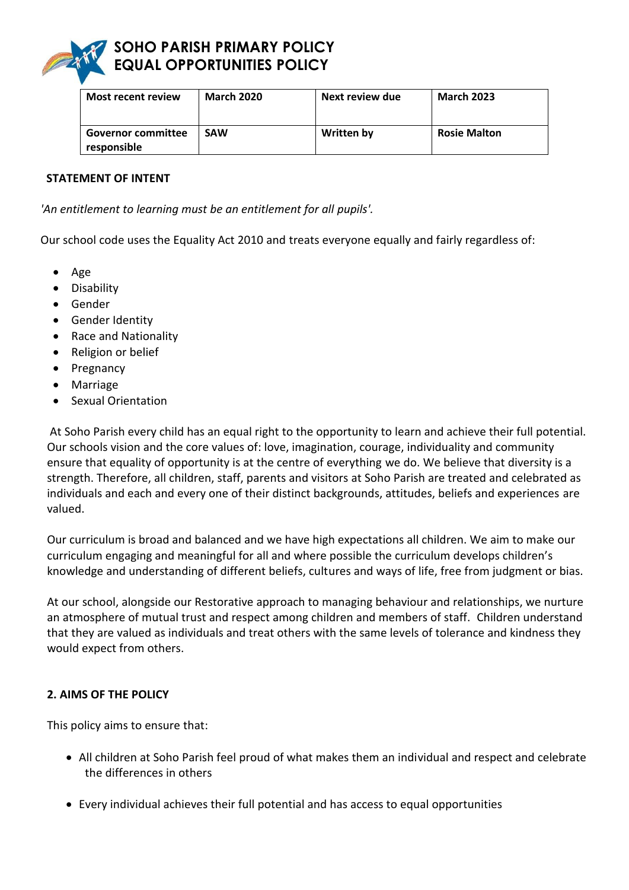# SOHO PARISH PRIMARY POLICY
# EQUAL OPPORTUNITIES POLICY

| | | | |
|---|---|---|---|
| **Most recent review** | **March 2020** | **Next review due** | **March 2023** |
| **Governor committee responsible** | **SAW** | **Written by** | **Rosie Malton** |

## STATEMENT OF INTENT

*'An entitlement to learning must be an entitlement for all pupils'.*

Our school code uses the Equality Act 2010 and treats everyone equally and fairly regardless of:

- Age
- Disability
- Gender
- Gender Identity
- Race and Nationality
- Religion or belief
- Pregnancy
- Marriage
- Sexual Orientation

At Soho Parish every child has an equal right to the opportunity to learn and achieve their full potential. Our schools vision and the core values of: love, imagination, courage, individuality and community ensure that equality of opportunity is at the centre of everything we do. We believe that diversity is a strength. Therefore, all children, staff, parents and visitors at Soho Parish are treated and celebrated as individuals and each and every one of their distinct backgrounds, attitudes, beliefs and experiences are valued.

Our curriculum is broad and balanced and we have high expectations all children. We aim to make our curriculum engaging and meaningful for all and where possible the curriculum develops children's knowledge and understanding of different beliefs, cultures and ways of life, free from judgment or bias.

At our school, alongside our Restorative approach to managing behaviour and relationships, we nurture an atmosphere of mutual trust and respect among children and members of staff. Children understand that they are valued as individuals and treat others with the same levels of tolerance and kindness they would expect from others.

## 2. AIMS OF THE POLICY

This policy aims to ensure that:

- All children at Soho Parish feel proud of what makes them an individual and respect and celebrate the differences in others
- Every individual achieves their full potential and has access to equal opportunities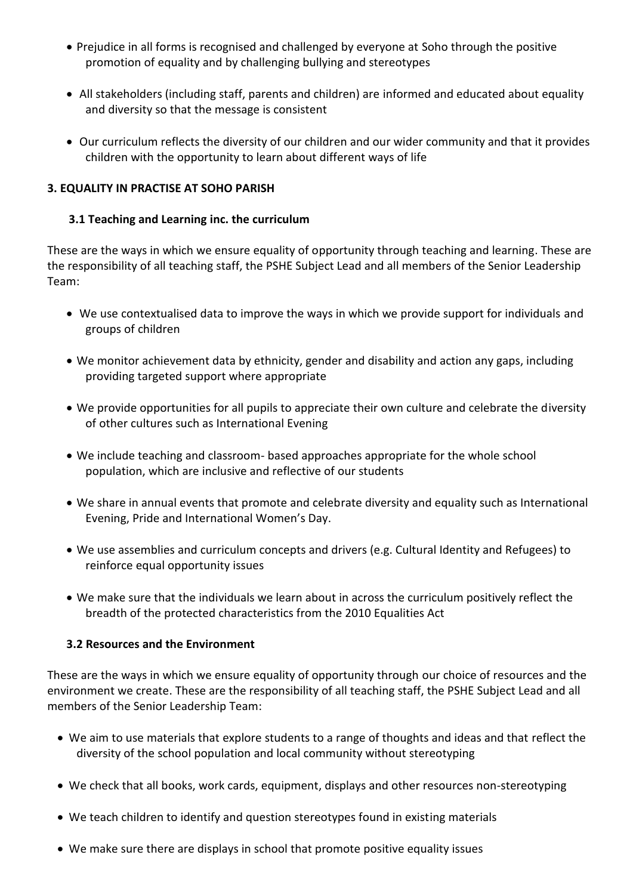- Prejudice in all forms is recognised and challenged by everyone at Soho through the positive promotion of equality and by challenging bullying and stereotypes

- All stakeholders (including staff, parents and children) are informed and educated about equality and diversity so that the message is consistent

- Our curriculum reflects the diversity of our children and our wider community and that it provides children with the opportunity to learn about different ways of life

## 3. EQUALITY IN PRACTISE AT SOHO PARISH

### 3.1 Teaching and Learning inc. the curriculum

These are the ways in which we ensure equality of opportunity through teaching and learning. These are the responsibility of all teaching staff, the PSHE Subject Lead and all members of the Senior Leadership Team:

- We use contextualised data to improve the ways in which we provide support for individuals and groups of children

- We monitor achievement data by ethnicity, gender and disability and action any gaps, including providing targeted support where appropriate

- We provide opportunities for all pupils to appreciate their own culture and celebrate the diversity of other cultures such as International Evening

- We include teaching and classroom- based approaches appropriate for the whole school population, which are inclusive and reflective of our students

- We share in annual events that promote and celebrate diversity and equality such as International Evening, Pride and International Women's Day.

- We use assemblies and curriculum concepts and drivers (e.g. Cultural Identity and Refugees) to reinforce equal opportunity issues

- We make sure that the individuals we learn about in across the curriculum positively reflect the breadth of the protected characteristics from the 2010 Equalities Act

### 3.2 Resources and the Environment

These are the ways in which we ensure equality of opportunity through our choice of resources and the environment we create. These are the responsibility of all teaching staff, the PSHE Subject Lead and all members of the Senior Leadership Team:

- We aim to use materials that explore students to a range of thoughts and ideas and that reflect the diversity of the school population and local community without stereotyping

- We check that all books, work cards, equipment, displays and other resources non-stereotyping

- We teach children to identify and question stereotypes found in existing materials

- We make sure there are displays in school that promote positive equality issues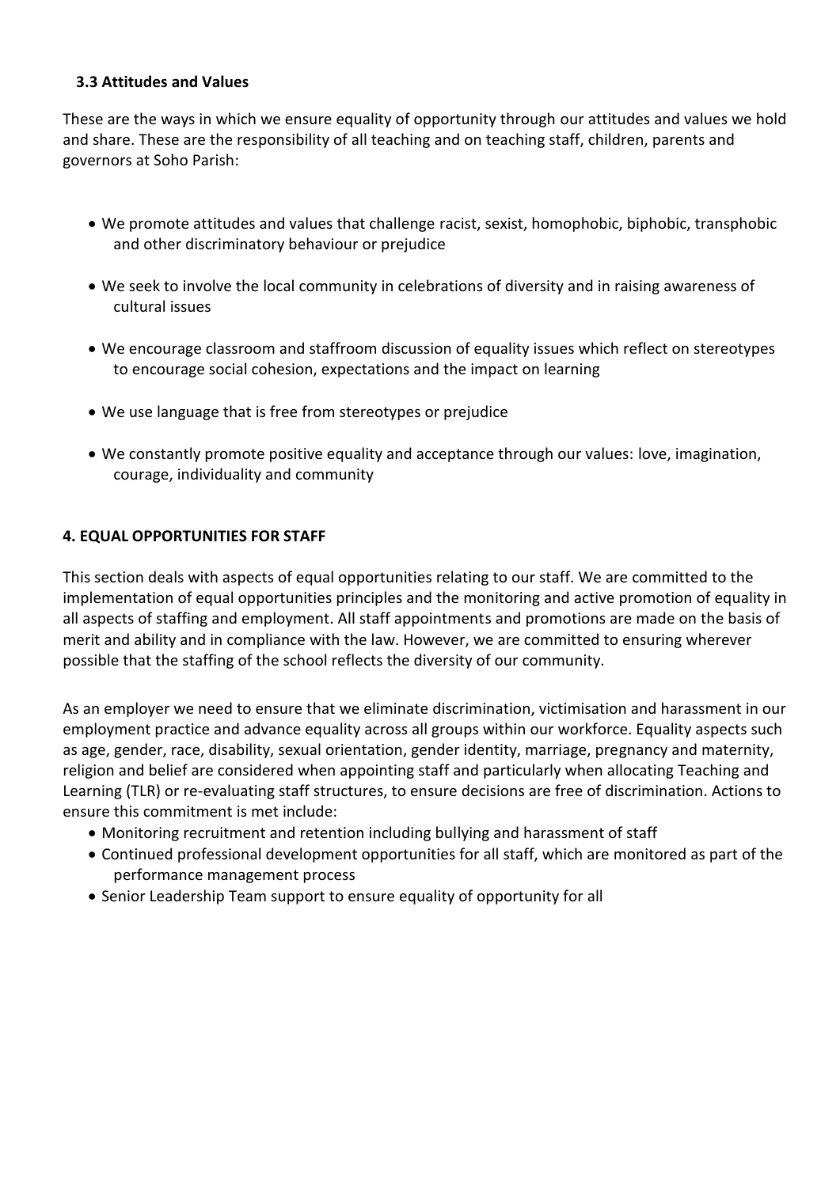### 3.3 Attitudes and Values

These are the ways in which we ensure equality of opportunity through our attitudes and values we hold and share. These are the responsibility of all teaching and on teaching staff, children, parents and governors at Soho Parish:

- We promote attitudes and values that challenge racist, sexist, homophobic, biphobic, transphobic and other discriminatory behaviour or prejudice
- We seek to involve the local community in celebrations of diversity and in raising awareness of cultural issues
- We encourage classroom and staffroom discussion of equality issues which reflect on stereotypes to encourage social cohesion, expectations and the impact on learning
- We use language that is free from stereotypes or prejudice
- We constantly promote positive equality and acceptance through our values: love, imagination, courage, individuality and community

## 4. EQUAL OPPORTUNITIES FOR STAFF

This section deals with aspects of equal opportunities relating to our staff. We are committed to the implementation of equal opportunities principles and the monitoring and active promotion of equality in all aspects of staffing and employment. All staff appointments and promotions are made on the basis of merit and ability and in compliance with the law. However, we are committed to ensuring wherever possible that the staffing of the school reflects the diversity of our community.

As an employer we need to ensure that we eliminate discrimination, victimisation and harassment in our employment practice and advance equality across all groups within our workforce. Equality aspects such as age, gender, race, disability, sexual orientation, gender identity, marriage, pregnancy and maternity, religion and belief are considered when appointing staff and particularly when allocating Teaching and Learning (TLR) or re-evaluating staff structures, to ensure decisions are free of discrimination. Actions to ensure this commitment is met include:

- Monitoring recruitment and retention including bullying and harassment of staff
- Continued professional development opportunities for all staff, which are monitored as part of the performance management process
- Senior Leadership Team support to ensure equality of opportunity for all